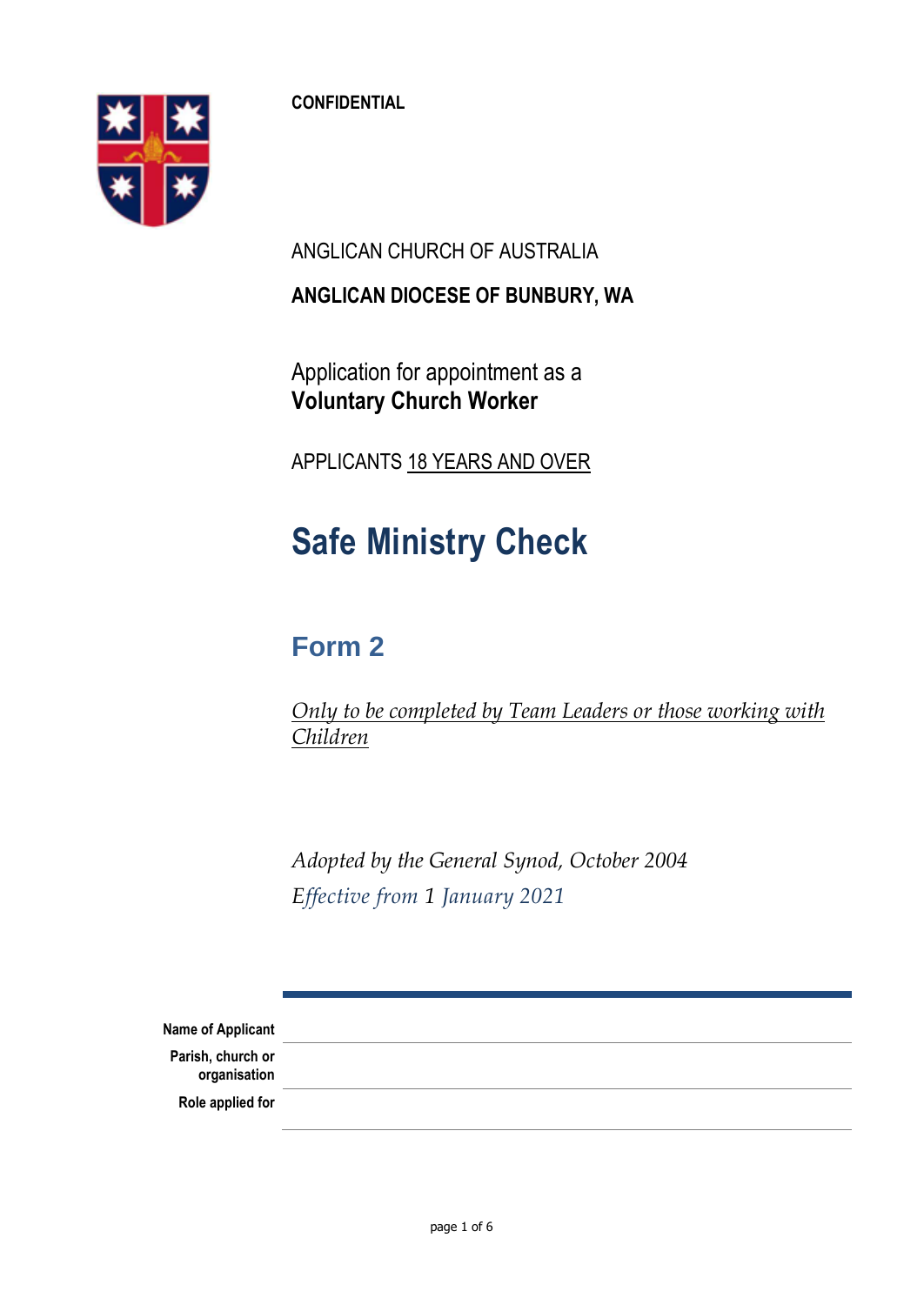**CONFIDENTIAL**

ANGLICAN CHURCH OF AUSTRALIA

**ANGLICAN DIOCESE OF BUNBURY, WA**

Application for appointment as a
**Voluntary Church Worker**

APPLICANTS 18 YEARS AND OVER

# Safe Ministry Check

## Form 2

*Only to be completed by Team Leaders or those working with Children*

*Adopted by the General Synod, October 2004*

*Effective from 1 January 2021*

| | |
|---|---|
| **Name of Applicant** | |
| **Parish, church or organisation** | |
| **Role applied for** | |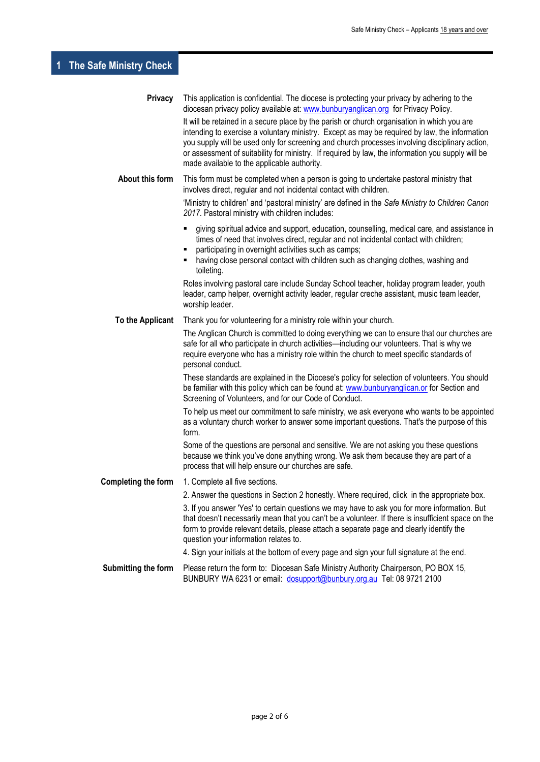## 1 The Safe Ministry Check

**Privacy**

This application is confidential. The diocese is protecting your privacy by adhering to the diocesan privacy policy available at: www.bunburyanglican.org for Privacy Policy.

It will be retained in a secure place by the parish or church organisation in which you are intending to exercise a voluntary ministry. Except as may be required by law, the information you supply will be used only for screening and church processes involving disciplinary action, or assessment of suitability for ministry. If required by law, the information you supply will be made available to the applicable authority.

**About this form**

This form must be completed when a person is going to undertake pastoral ministry that involves direct, regular and not incidental contact with children.

'Ministry to children' and 'pastoral ministry' are defined in the *Safe Ministry to Children Canon 2017*. Pastoral ministry with children includes:

- giving spiritual advice and support, education, counselling, medical care, and assistance in times of need that involves direct, regular and not incidental contact with children;
- participating in overnight activities such as camps;
- having close personal contact with children such as changing clothes, washing and toileting.

Roles involving pastoral care include Sunday School teacher, holiday program leader, youth leader, camp helper, overnight activity leader, regular creche assistant, music team leader, worship leader.

**To the Applicant**

Thank you for volunteering for a ministry role within your church.

The Anglican Church is committed to doing everything we can to ensure that our churches are safe for all who participate in church activities—including our volunteers. That is why we require everyone who has a ministry role within the church to meet specific standards of personal conduct.

These standards are explained in the Diocese's policy for selection of volunteers. You should be familiar with this policy which can be found at: www.bunburyanglican.or for Section and Screening of Volunteers, and for our Code of Conduct.

To help us meet our commitment to safe ministry, we ask everyone who wants to be appointed as a voluntary church worker to answer some important questions. That's the purpose of this form.

Some of the questions are personal and sensitive. We are not asking you these questions because we think you've done anything wrong. We ask them because they are part of a process that will help ensure our churches are safe.

**Completing the form**

1. Complete all five sections.

2. Answer the questions in Section 2 honestly. Where required, click in the appropriate box.

3. If you answer 'Yes' to certain questions we may have to ask you for more information. But that doesn't necessarily mean that you can't be a volunteer. If there is insufficient space on the form to provide relevant details, please attach a separate page and clearly identify the question your information relates to.

4. Sign your initials at the bottom of every page and sign your full signature at the end.

**Submitting the form**

Please return the form to: Diocesan Safe Ministry Authority Chairperson, PO BOX 15, BUNBURY WA 6231 or email: dosupport@bunbury.org.au Tel: 08 9721 2100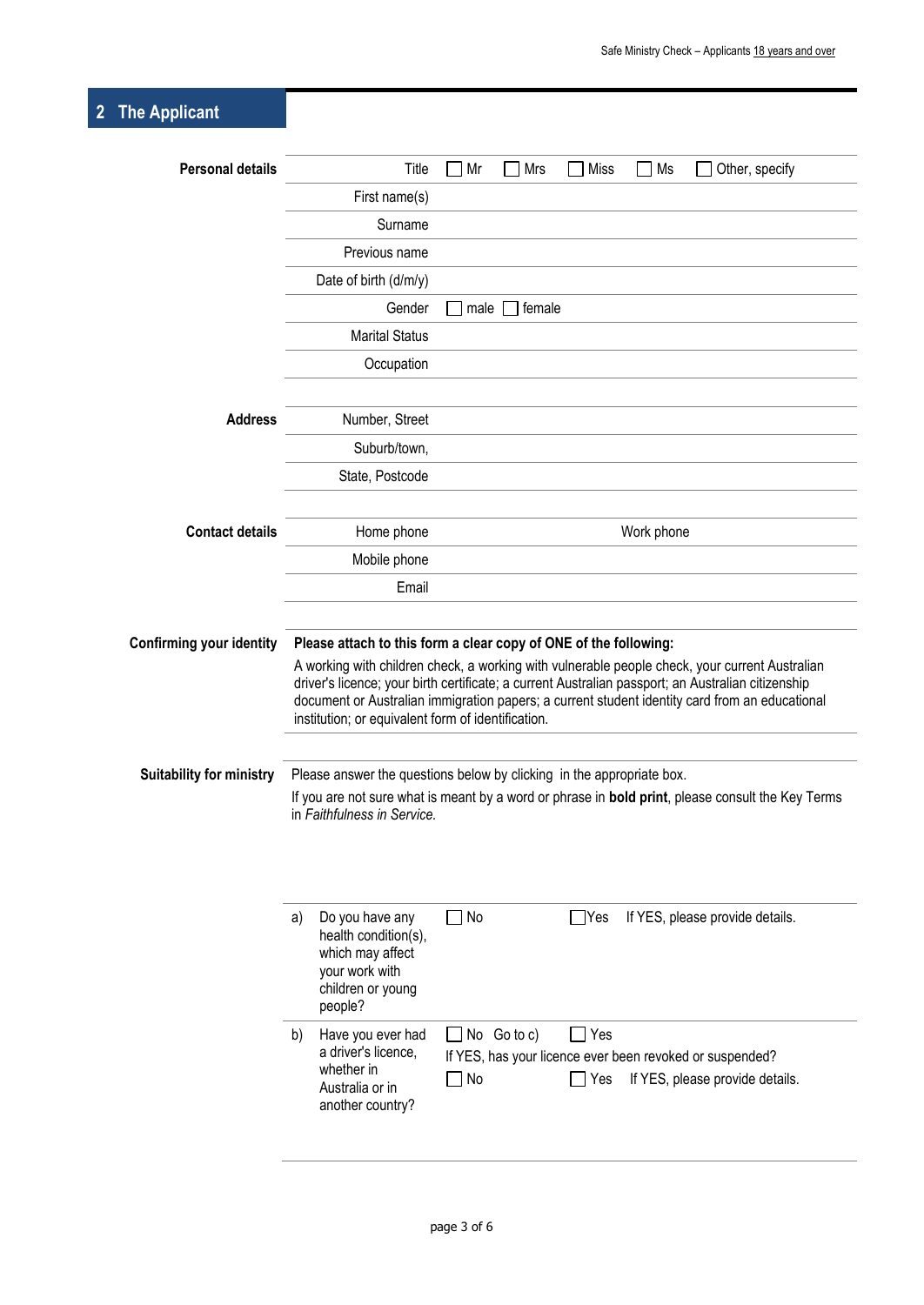## 2 The Applicant

**Personal details**

| | |
|---|---|
| Title | ☐ Mr ☐ Mrs ☐ Miss ☐ Ms ☐ Other, specify |
| First name(s) | |
| Surname | |
| Previous name | |
| Date of birth (d/m/y) | |
| Gender | ☐ male ☐ female |
| Marital Status | |
| Occupation | |

**Address**

| | |
|---|---|
| Number, Street | |
| Suburb/town, | |
| State, Postcode | |

**Contact details**

| | | | |
|---|---|---|---|
| Home phone | | Work phone | |
| Mobile phone | | | |
| Email | | | |

**Confirming your identity**

**Please attach to this form a clear copy of ONE of the following:**

A working with children check, a working with vulnerable people check, your current Australian driver's licence; your birth certificate; a current Australian passport; an Australian citizenship document or Australian immigration papers; a current student identity card from an educational institution; or equivalent form of identification.

**Suitability for ministry**

Please answer the questions below by clicking in the appropriate box.

If you are not sure what is meant by a word or phrase in **bold print**, please consult the Key Terms in *Faithfulness in Service.*

| | | | |
|---|---|---|---|
| a) | Do you have any health condition(s), which may affect your work with children or young people? | ☐ No | ☐ Yes If YES, please provide details. |
| b) | Have you ever had a driver's licence, whether in Australia or in another country? | ☐ No Go to c)<br>If YES, has your licence ever been revoked or suspended?<br>☐ No | ☐ Yes<br><br>☐ Yes If YES, please provide details. |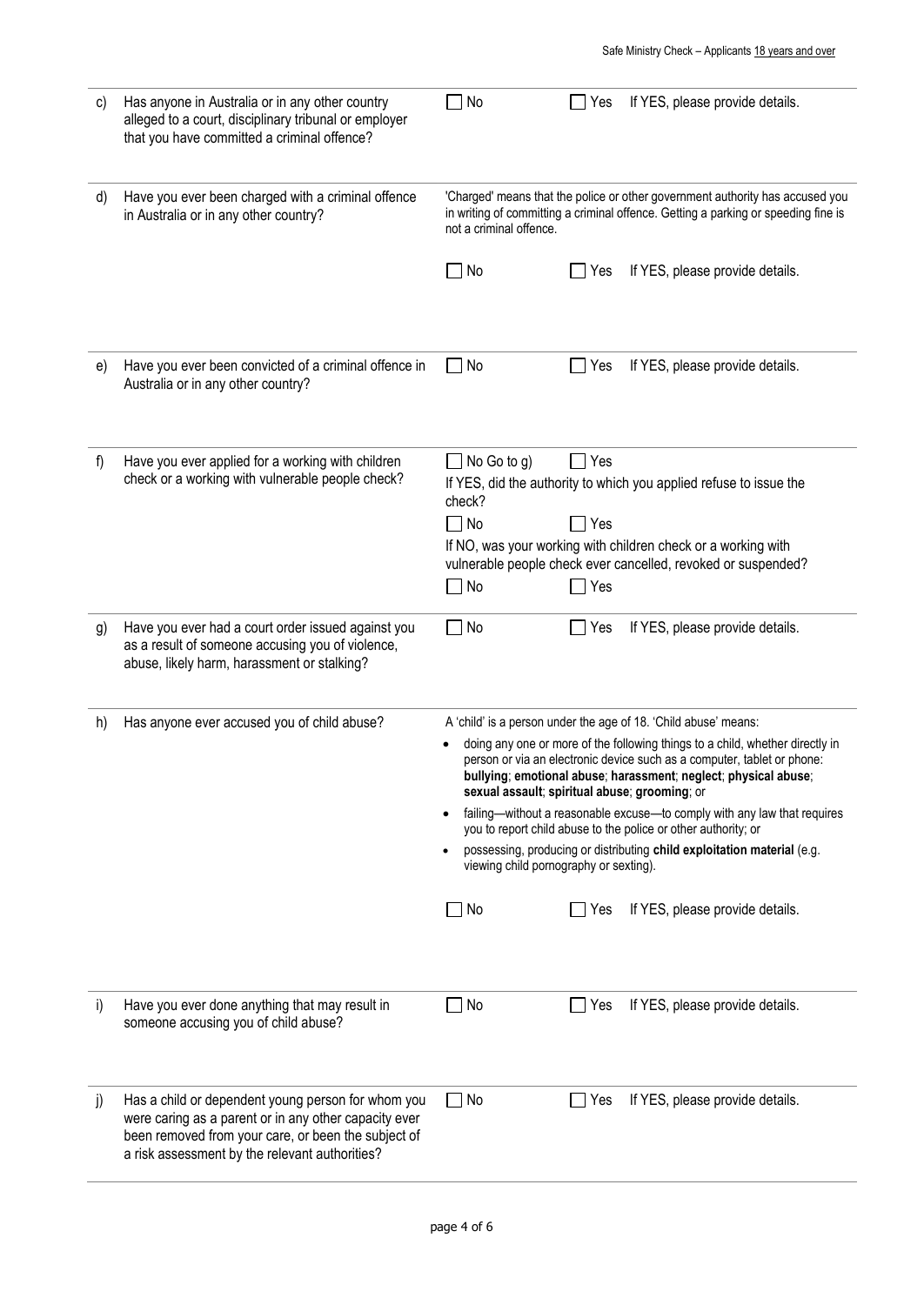| | | |
|---|---|---|
| c) | Has anyone in Australia or in any other country alleged to a court, disciplinary tribunal or employer that you have committed a criminal offence? | ☐ No ☐ Yes If YES, please provide details. |
| d) | Have you ever been charged with a criminal offence in Australia or in any other country? | 'Charged' means that the police or other government authority has accused you in writing of committing a criminal offence. Getting a parking or speeding fine is not a criminal offence.<br><br>☐ No ☐ Yes If YES, please provide details. |
| e) | Have you ever been convicted of a criminal offence in Australia or in any other country? | ☐ No ☐ Yes If YES, please provide details. |
| f) | Have you ever applied for a working with children check or a working with vulnerable people check? | ☐ No Go to g) ☐ Yes<br>If YES, did the authority to which you applied refuse to issue the check?<br>☐ No ☐ Yes<br>If NO, was your working with children check or a working with vulnerable people check ever cancelled, revoked or suspended?<br>☐ No ☐ Yes |
| g) | Have you ever had a court order issued against you as a result of someone accusing you of violence, abuse, likely harm, harassment or stalking? | ☐ No ☐ Yes If YES, please provide details. |
| h) | Has anyone ever accused you of child abuse? | A 'child' is a person under the age of 18. 'Child abuse' means:<br>• doing any one or more of the following things to a child, whether directly in person or via an electronic device such as a computer, tablet or phone: **bullying**; **emotional abuse**; **harassment**; **neglect**; **physical abuse**; **sexual assault**; **spiritual abuse**; **grooming**; or<br>• failing—without a reasonable excuse—to comply with any law that requires you to report child abuse to the police or other authority; or<br>• possessing, producing or distributing **child exploitation material** (e.g. viewing child pornography or sexting).<br><br>☐ No ☐ Yes If YES, please provide details. |
| i) | Have you ever done anything that may result in someone accusing you of child abuse? | ☐ No ☐ Yes If YES, please provide details. |
| j) | Has a child or dependent young person for whom you were caring as a parent or in any other capacity ever been removed from your care, or been the subject of a risk assessment by the relevant authorities? | ☐ No ☐ Yes If YES, please provide details. |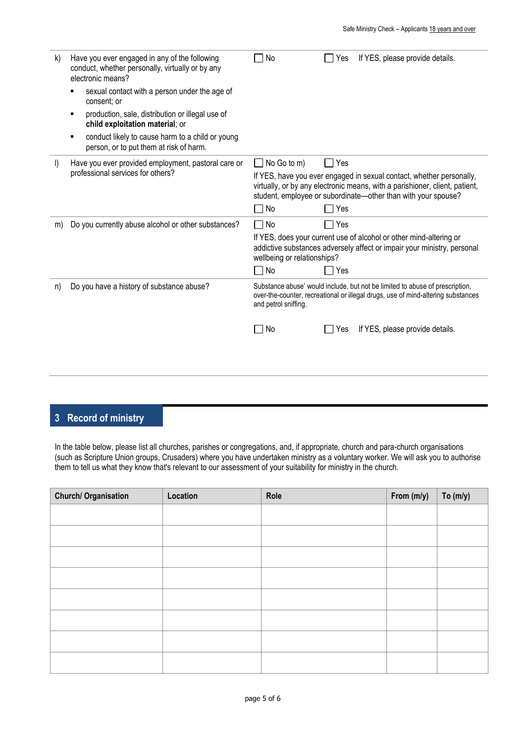| | | | |
|---|---|---|---|
| k) | Have you ever engaged in any of the following conduct, whether personally, virtually or by any electronic means?<br>▪ sexual contact with a person under the age of consent; or<br>▪ production, sale, distribution or illegal use of **child exploitation material**; or<br>▪ conduct likely to cause harm to a child or young person, or to put them at risk of harm. | ☐ No | ☐ Yes If YES, please provide details. |
| l) | Have you ever provided employment, pastoral care or professional services for others? | ☐ No Go to m) | ☐ Yes |
| | | If YES, have you ever engaged in sexual contact, whether personally, virtually, or by any electronic means, with a parishioner, client, patient, student, employee or subordinate—other than with your spouse?<br>☐ No | ☐ Yes |
| m) | Do you currently abuse alcohol or other substances? | ☐ No | ☐ Yes |
| | | If YES, does your current use of alcohol or other mind-altering or addictive substances adversely affect or impair your ministry, personal wellbeing or relationships?<br>☐ No | ☐ Yes |
| n) | Do you have a history of substance abuse? | Substance abuse' would include, but not be limited to abuse of prescription, over-the-counter, recreational or illegal drugs, use of mind-altering substances and petrol sniffing.<br>☐ No | ☐ Yes If YES, please provide details. |

## 3 Record of ministry

In the table below, please list all churches, parishes or congregations, and, if appropriate, church and para-church organisations (such as Scripture Union groups, Crusaders) where you have undertaken ministry as a voluntary worker. We will ask you to authorise them to tell us what they know that's relevant to our assessment of your suitability for ministry in the church.

| Church/ Organisation | Location | Role | From (m/y) | To (m/y) |
|---|---|---|---|---|
| | | | | |
| | | | | |
| | | | | |
| | | | | |
| | | | | |
| | | | | |
| | | | | |
| | | | | |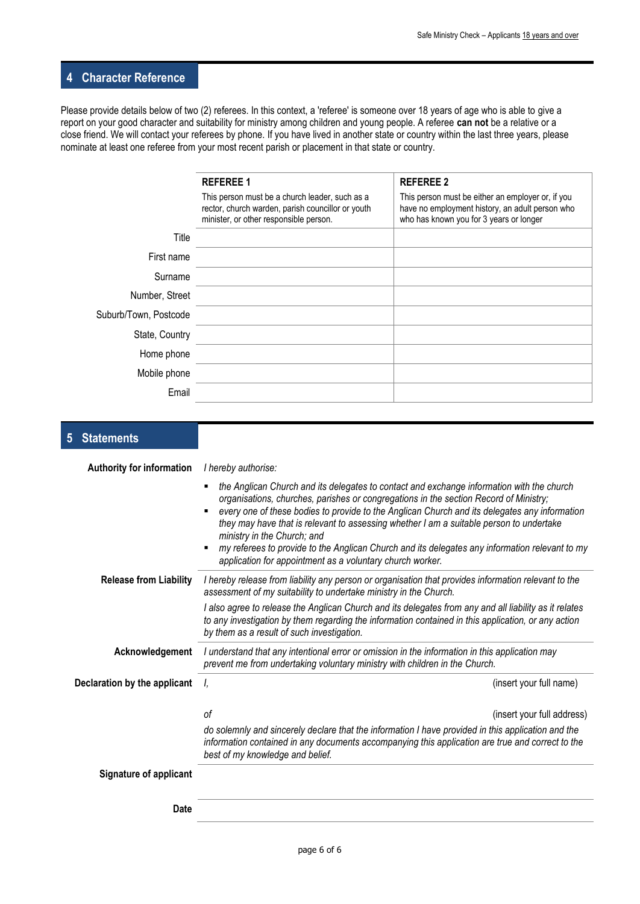## 4 Character Reference

Please provide details below of two (2) referees. In this context, a 'referee' is someone over 18 years of age who is able to give a report on your good character and suitability for ministry among children and young people. A referee **can not** be a relative or a close friend. We will contact your referees by phone. If you have lived in another state or country within the last three years, please nominate at least one referee from your most recent parish or placement in that state or country.

| | **REFEREE 1**<br>This person must be a church leader, such as a rector, church warden, parish councillor or youth minister, or other responsible person. | **REFEREE 2**<br>This person must be either an employer or, if you have no employment history, an adult person who who has known you for 3 years or longer |
|---|---|---|
| Title | | |
| First name | | |
| Surname | | |
| Number, Street | | |
| Suburb/Town, Postcode | | |
| State, Country | | |
| Home phone | | |
| Mobile phone | | |
| Email | | |

## 5 Statements

**Authority for information**

*I hereby authorise:*

- *the Anglican Church and its delegates to contact and exchange information with the church organisations, churches, parishes or congregations in the section Record of Ministry;*
- *every one of these bodies to provide to the Anglican Church and its delegates any information they may have that is relevant to assessing whether I am a suitable person to undertake ministry in the Church; and*
- *my referees to provide to the Anglican Church and its delegates any information relevant to my application for appointment as a voluntary church worker.*

**Release from Liability**

*I hereby release from liability any person or organisation that provides information relevant to the assessment of my suitability to undertake ministry in the Church.*

*I also agree to release the Anglican Church and its delegates from any and all liability as it relates to any investigation by them regarding the information contained in this application, or any action by them as a result of such investigation.*

**Acknowledgement**

*I understand that any intentional error or omission in the information in this application may prevent me from undertaking voluntary ministry with children in the Church.*

**Declaration by the applicant**

*I,* (insert your full name)

*of* (insert your full address)

*do solemnly and sincerely declare that the information I have provided in this application and the information contained in any documents accompanying this application are true and correct to the best of my knowledge and belief.*

**Signature of applicant**

**Date**